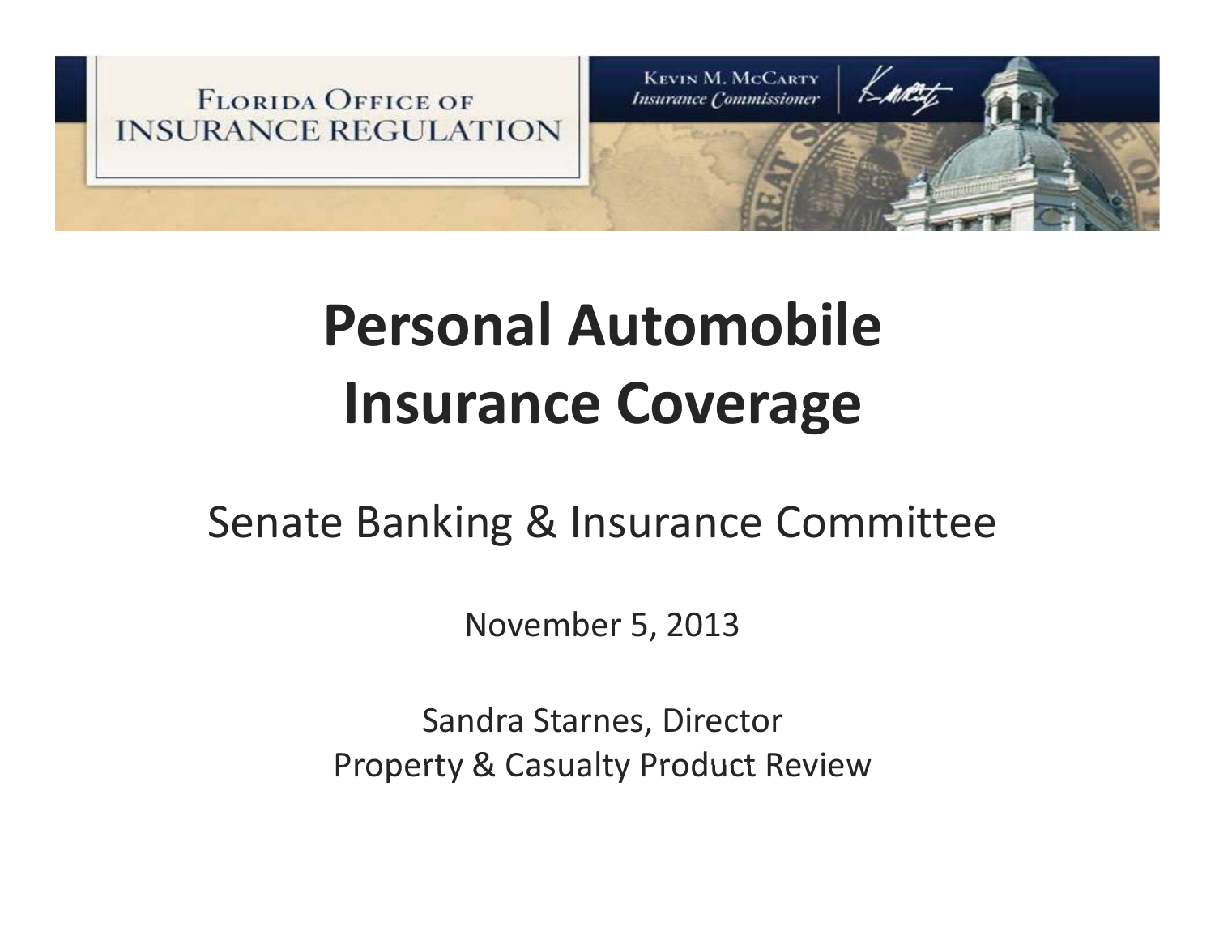FLORIDA OFFICE OF INSURANCE REGULATION

KEVIN M. MCCARTY
*Insurance Commissioner*

# Personal Automobile Insurance Coverage

## Senate Banking & Insurance Committee

November 5, 2013

Sandra Starnes, Director
Property & Casualty Product Review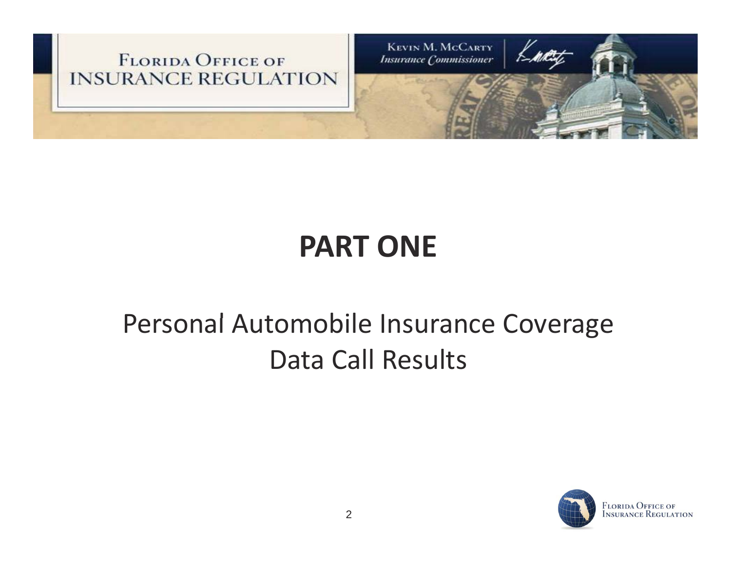# PART ONE

Personal Automobile Insurance Coverage Data Call Results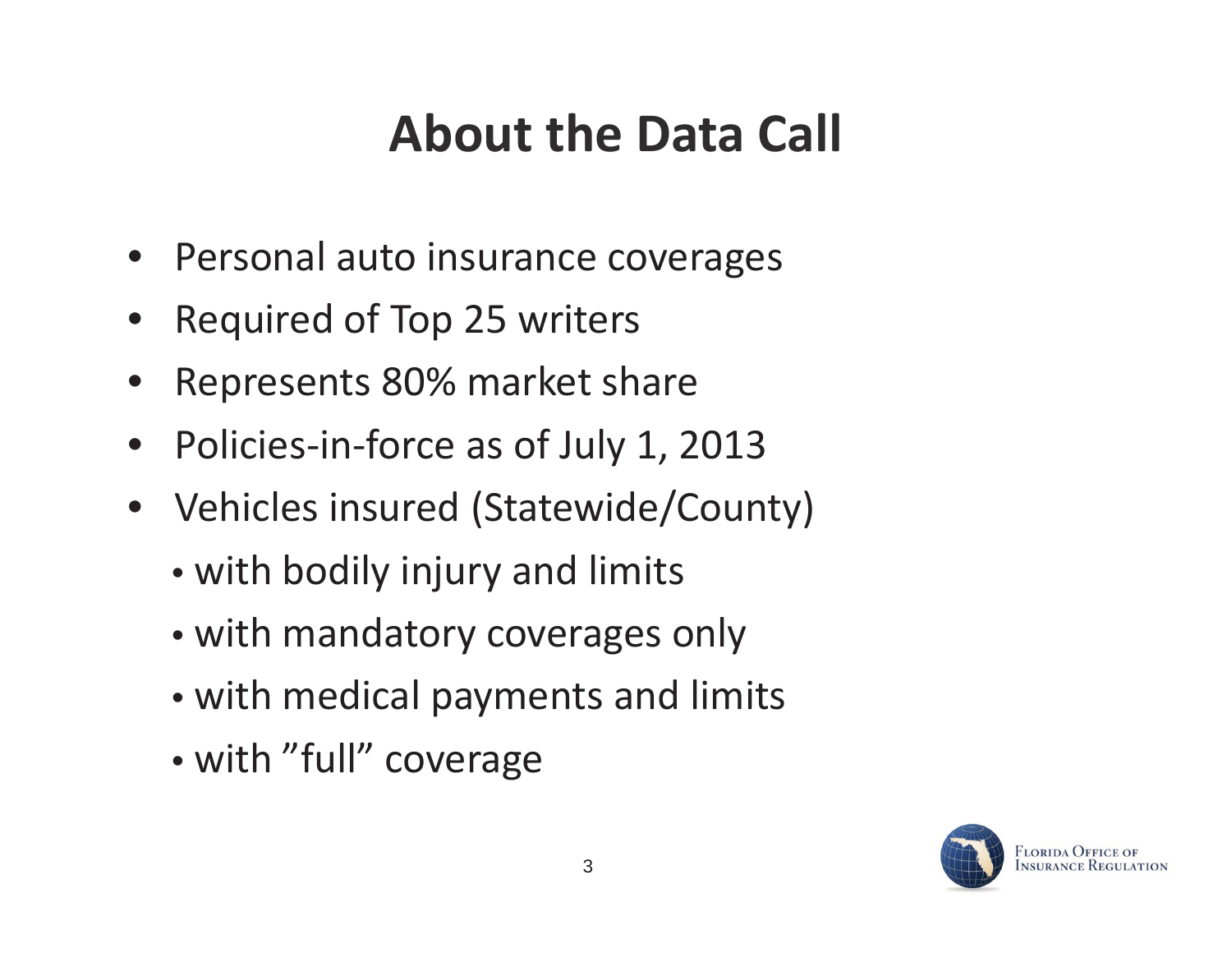# About the Data Call

- Personal auto insurance coverages
- Required of Top 25 writers
- Represents 80% market share
- Policies-in-force as of July 1, 2013
- Vehicles insured (Statewide/County)
  - with bodily injury and limits
  - with mandatory coverages only
  - with medical payments and limits
  - with ”full” coverage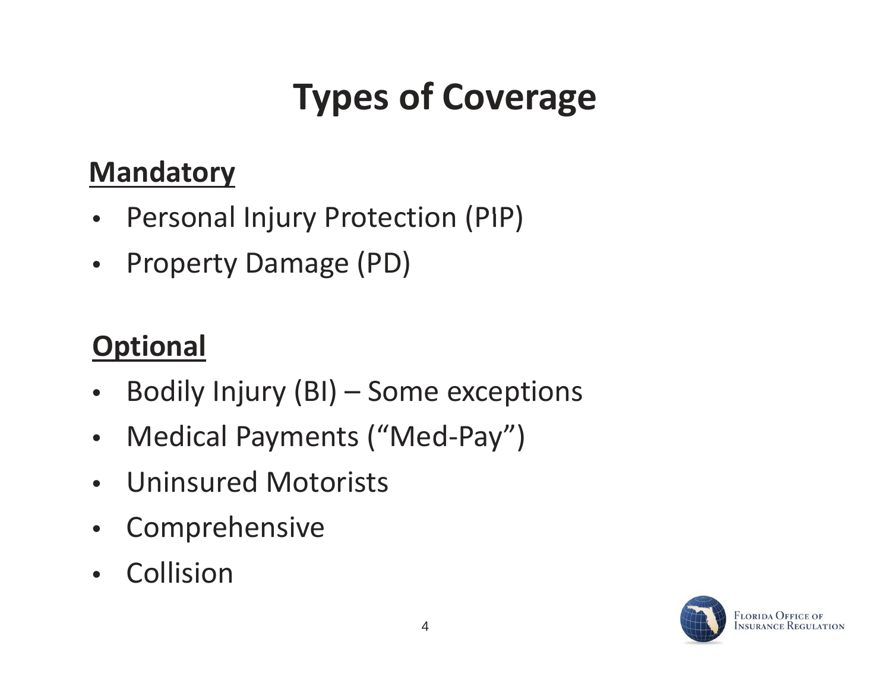# Types of Coverage

## Mandatory

- Personal Injury Protection (PIP)
- Property Damage (PD)

## Optional

- Bodily Injury (BI) – Some exceptions
- Medical Payments ("Med-Pay")
- Uninsured Motorists
- Comprehensive
- Collision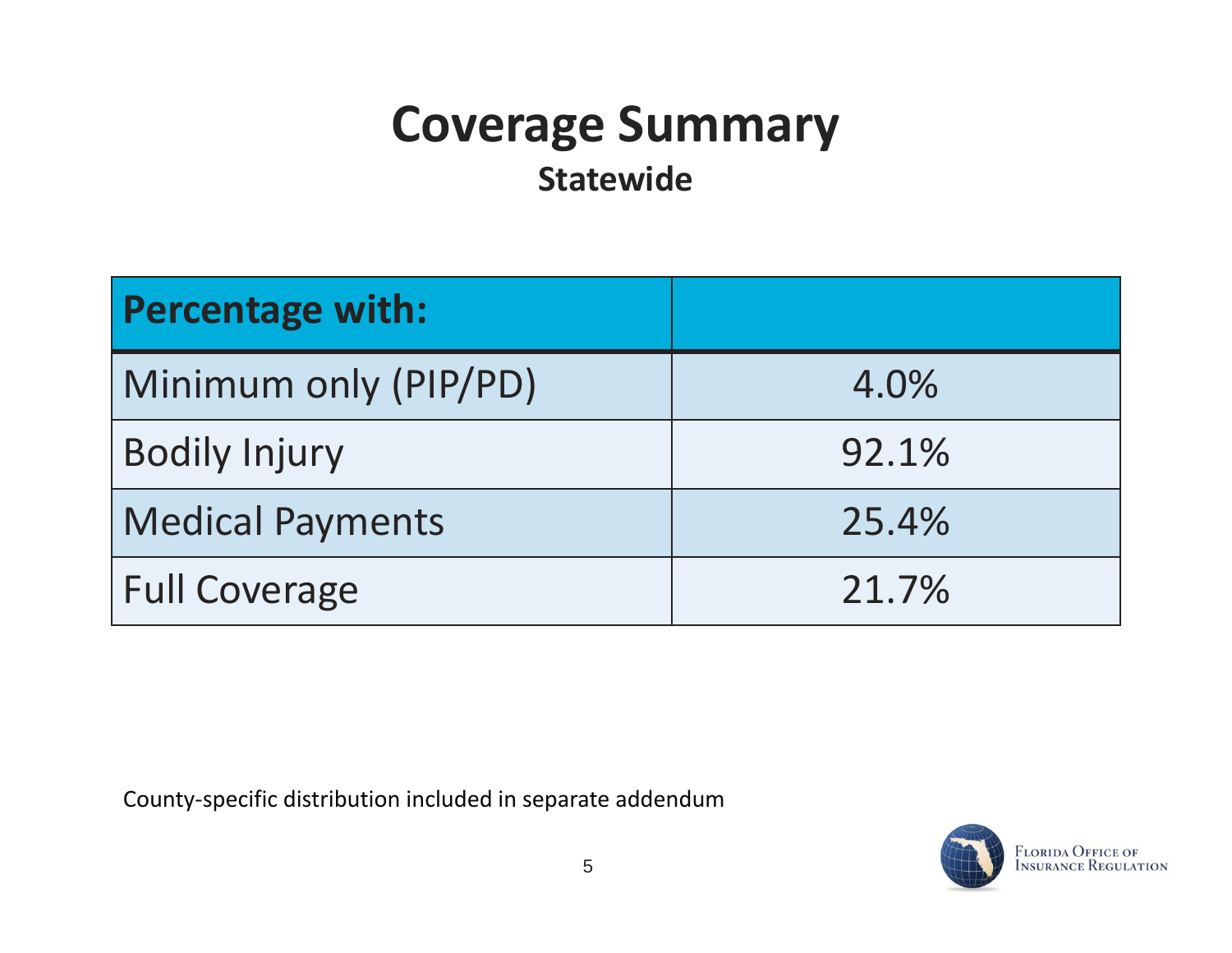# Coverage Summary

## Statewide

| Percentage with: | |
|---|---|
| Minimum only (PIP/PD) | 4.0% |
| Bodily Injury | 92.1% |
| Medical Payments | 25.4% |
| Full Coverage | 21.7% |

County-specific distribution included in separate addendum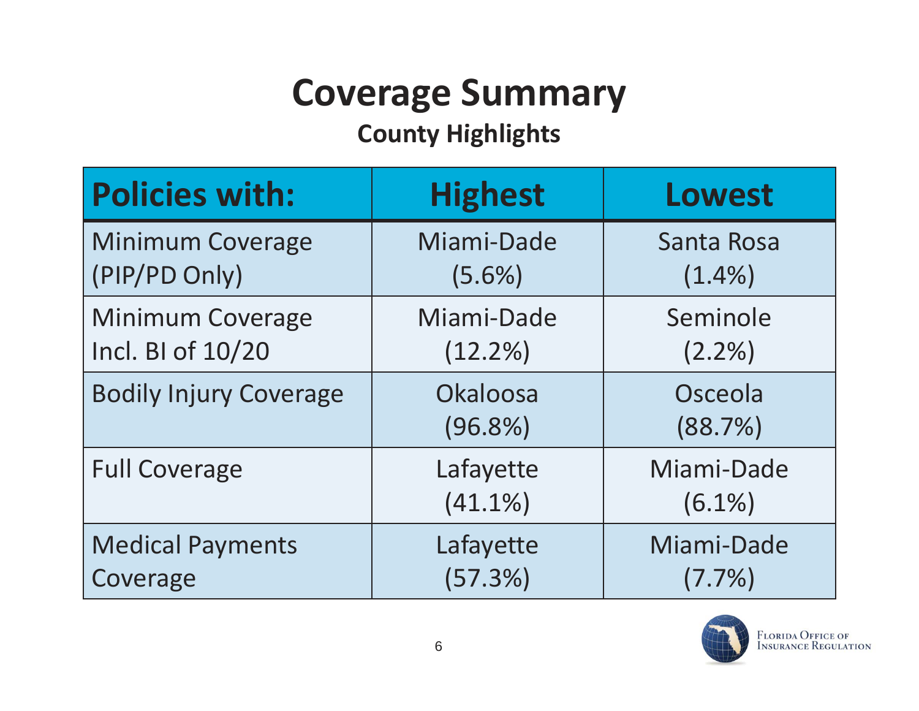# Coverage Summary

## County Highlights

| Policies with: | Highest | Lowest |
|---|---|---|
| Minimum Coverage (PIP/PD Only) | Miami-Dade (5.6%) | Santa Rosa (1.4%) |
| Minimum Coverage Incl. BI of 10/20 | Miami-Dade (12.2%) | Seminole (2.2%) |
| Bodily Injury Coverage | Okaloosa (96.8%) | Osceola (88.7%) |
| Full Coverage | Lafayette (41.1%) | Miami-Dade (6.1%) |
| Medical Payments Coverage | Lafayette (57.3%) | Miami-Dade (7.7%) |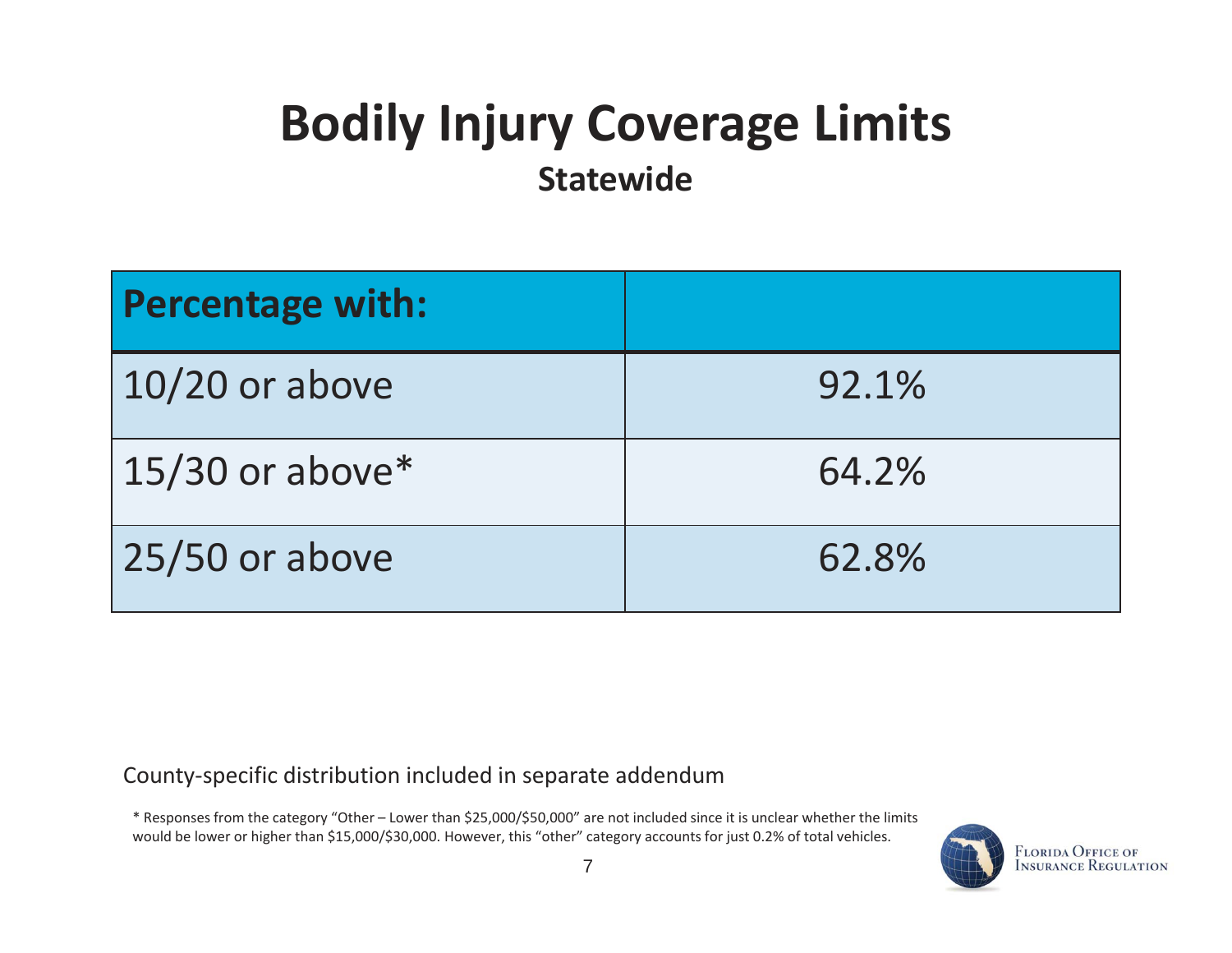# Bodily Injury Coverage Limits

## Statewide

| Percentage with: | |
|---|---|
| 10/20 or above | 92.1% |
| 15/30 or above* | 64.2% |
| 25/50 or above | 62.8% |

County-specific distribution included in separate addendum

* Responses from the category "Other – Lower than $25,000/$50,000" are not included since it is unclear whether the limits would be lower or higher than $15,000/$30,000. However, this "other" category accounts for just 0.2% of total vehicles.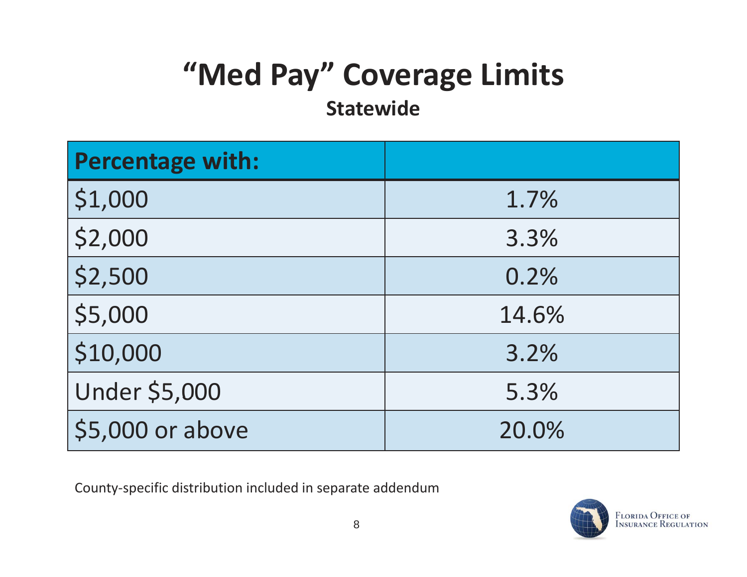# "Med Pay" Coverage Limits

## Statewide

| Percentage with: | |
|---|---|
| $1,000 | 1.7% |
| $2,000 | 3.3% |
| $2,500 | 0.2% |
| $5,000 | 14.6% |
| $10,000 | 3.2% |
| Under $5,000 | 5.3% |
| $5,000 or above | 20.0% |

County-specific distribution included in separate addendum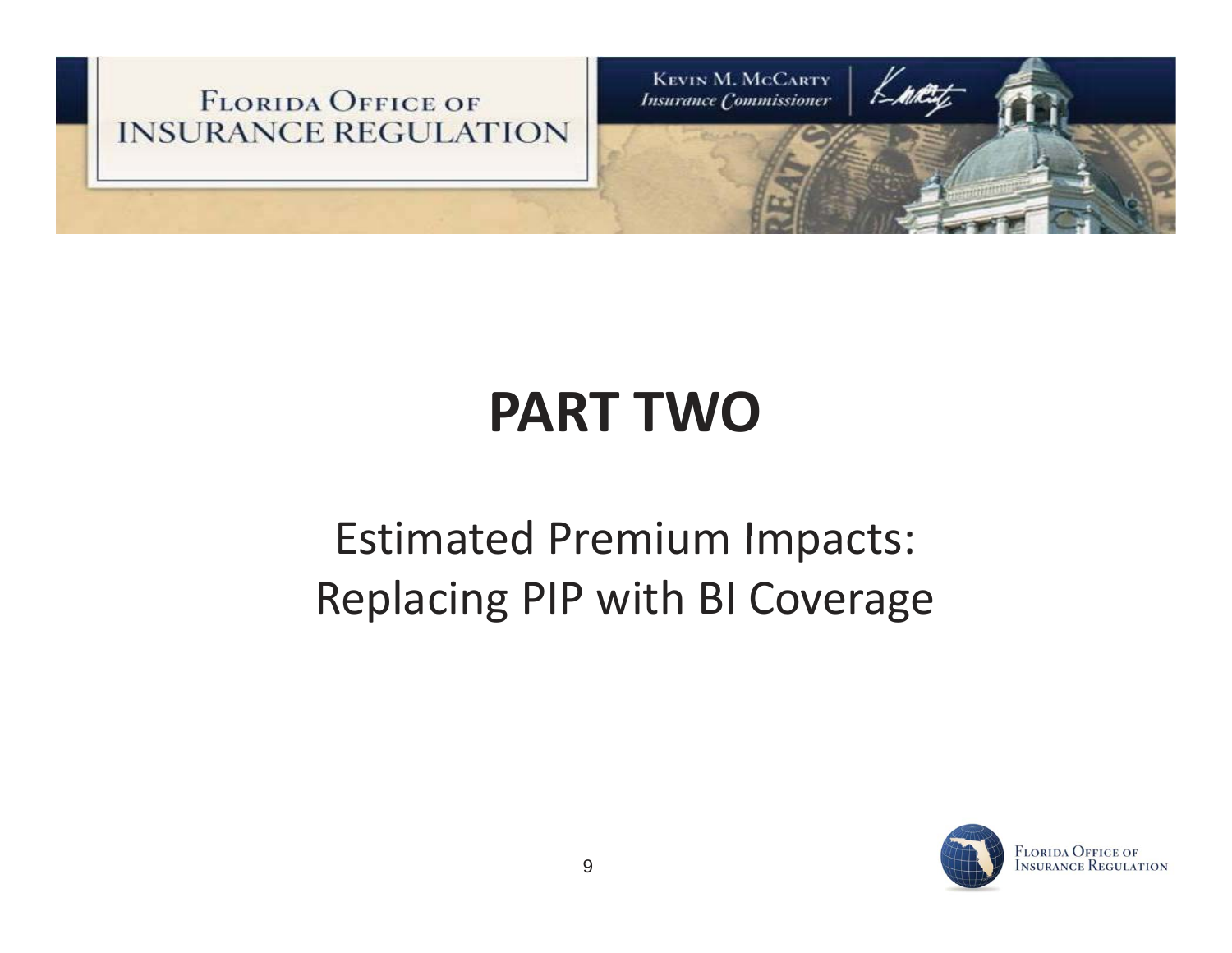# PART TWO

Estimated Premium Impacts:
Replacing PIP with BI Coverage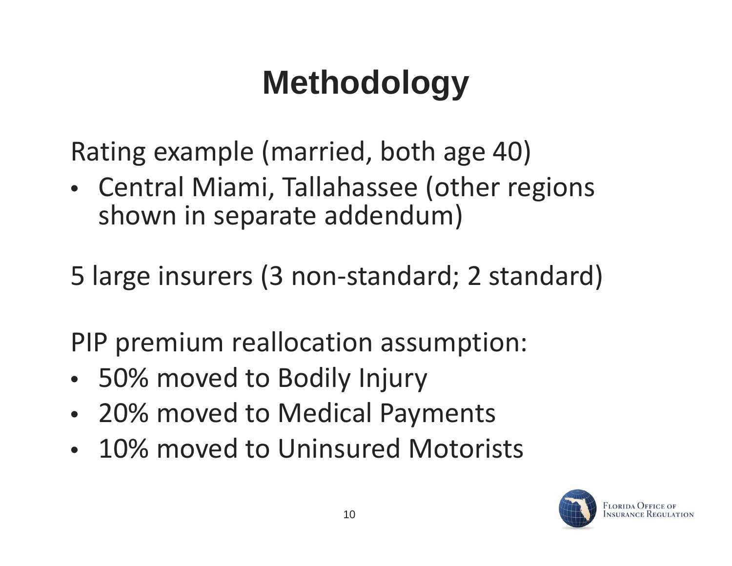# Methodology

Rating example (married, both age 40)

- Central Miami, Tallahassee (other regions shown in separate addendum)

5 large insurers (3 non-standard; 2 standard)

PIP premium reallocation assumption:

- 50% moved to Bodily Injury
- 20% moved to Medical Payments
- 10% moved to Uninsured Motorists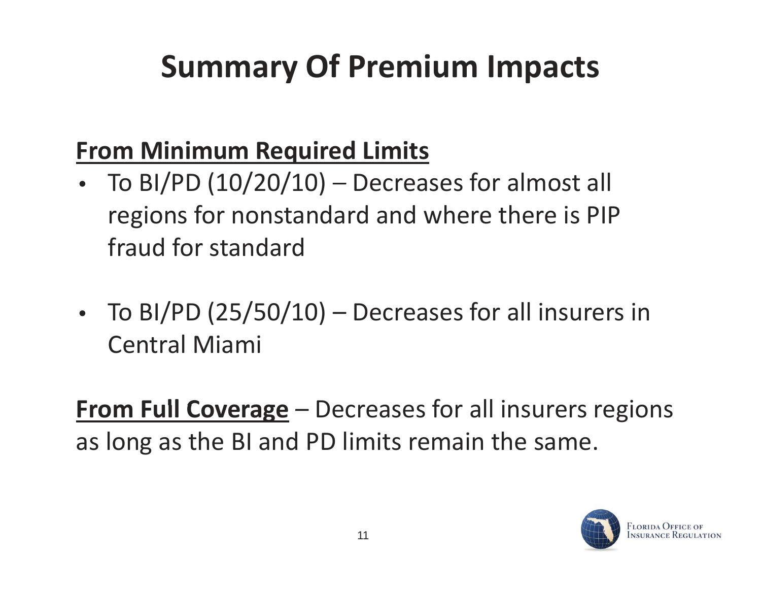# Summary Of Premium Impacts

**<u>From Minimum Required Limits</u>**

- To BI/PD (10/20/10) – Decreases for almost all regions for nonstandard and where there is PIP fraud for standard
- To BI/PD (25/50/10) – Decreases for all insurers in Central Miami

**<u>From Full Coverage</u>** – Decreases for all insurers regions as long as the BI and PD limits remain the same.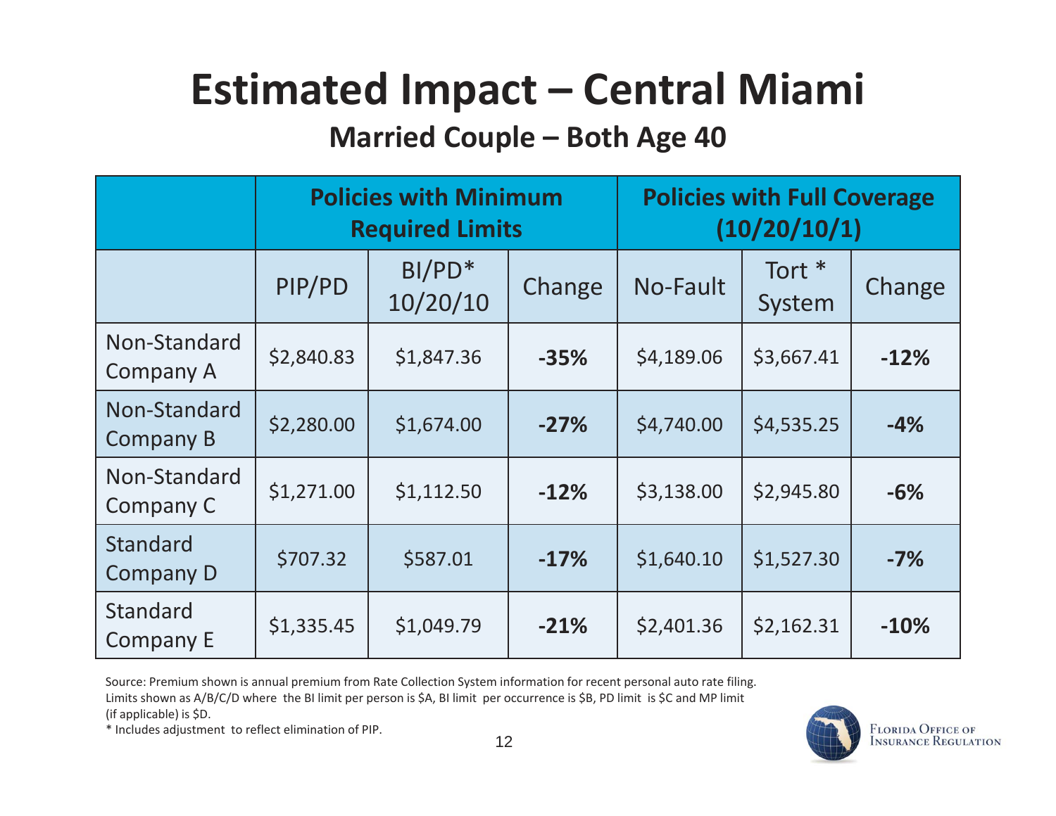# Estimated Impact – Central Miami

## Married Couple – Both Age 40

| | Policies with Minimum Required Limits | | | Policies with Full Coverage (10/20/10/1) | | |
|---|---|---|---|---|---|---|
| | PIP/PD | BI/PD* 10/20/10 | Change | No-Fault | Tort * System | Change |
| Non-Standard Company A | $2,840.83 | $1,847.36 | **-35%** | $4,189.06 | $3,667.41 | **-12%** |
| Non-Standard Company B | $2,280.00 | $1,674.00 | **-27%** | $4,740.00 | $4,535.25 | **-4%** |
| Non-Standard Company C | $1,271.00 | $1,112.50 | **-12%** | $3,138.00 | $2,945.80 | **-6%** |
| Standard Company D | $707.32 | $587.01 | **-17%** | $1,640.10 | $1,527.30 | **-7%** |
| Standard Company E | $1,335.45 | $1,049.79 | **-21%** | $2,401.36 | $2,162.31 | **-10%** |

Source: Premium shown is annual premium from Rate Collection System information for recent personal auto rate filing.
Limits shown as A/B/C/D where the BI limit per person is $A, BI limit per occurrence is $B, PD limit is $C and MP limit (if applicable) is $D.
* Includes adjustment to reflect elimination of PIP.

Florida Office of Insurance Regulation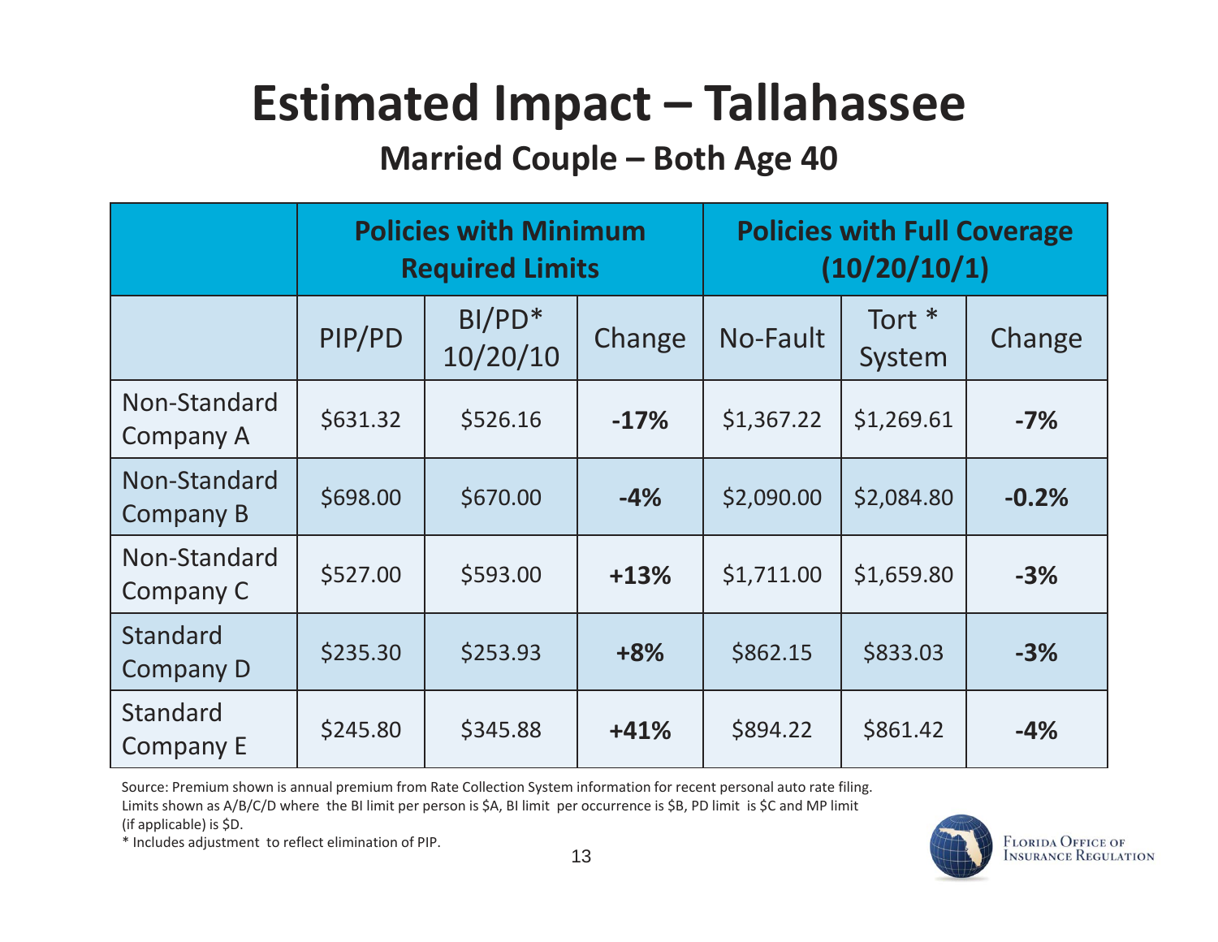# Estimated Impact – Tallahassee

## Married Couple – Both Age 40

| | Policies with Minimum Required Limits | | | Policies with Full Coverage (10/20/10/1) | | |
|---|---|---|---|---|---|---|
| | PIP/PD | BI/PD* 10/20/10 | Change | No-Fault | Tort * System | Change |
| Non-Standard Company A | $631.32 | $526.16 | **-17%** | $1,367.22 | $1,269.61 | **-7%** |
| Non-Standard Company B | $698.00 | $670.00 | **-4%** | $2,090.00 | $2,084.80 | **-0.2%** |
| Non-Standard Company C | $527.00 | $593.00 | **+13%** | $1,711.00 | $1,659.80 | **-3%** |
| Standard Company D | $235.30 | $253.93 | **+8%** | $862.15 | $833.03 | **-3%** |
| Standard Company E | $245.80 | $345.88 | **+41%** | $894.22 | $861.42 | **-4%** |

Source: Premium shown is annual premium from Rate Collection System information for recent personal auto rate filing.
Limits shown as A/B/C/D where the BI limit per person is $A, BI limit per occurrence is $B, PD limit is $C and MP limit (if applicable) is $D.
* Includes adjustment to reflect elimination of PIP.

Florida Office of Insurance Regulation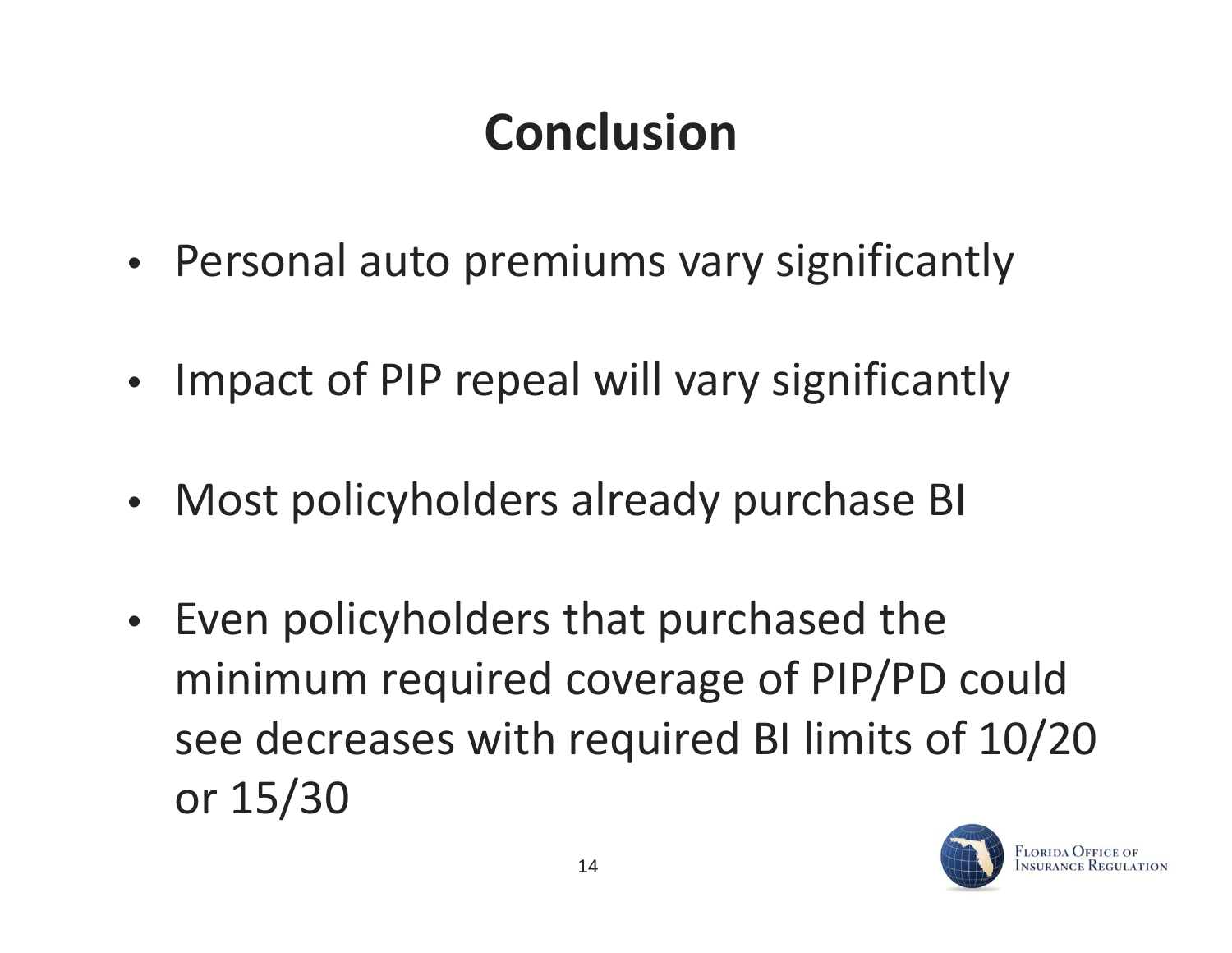# Conclusion

- Personal auto premiums vary significantly
- Impact of PIP repeal will vary significantly
- Most policyholders already purchase BI
- Even policyholders that purchased the minimum required coverage of PIP/PD could see decreases with required BI limits of 10/20 or 15/30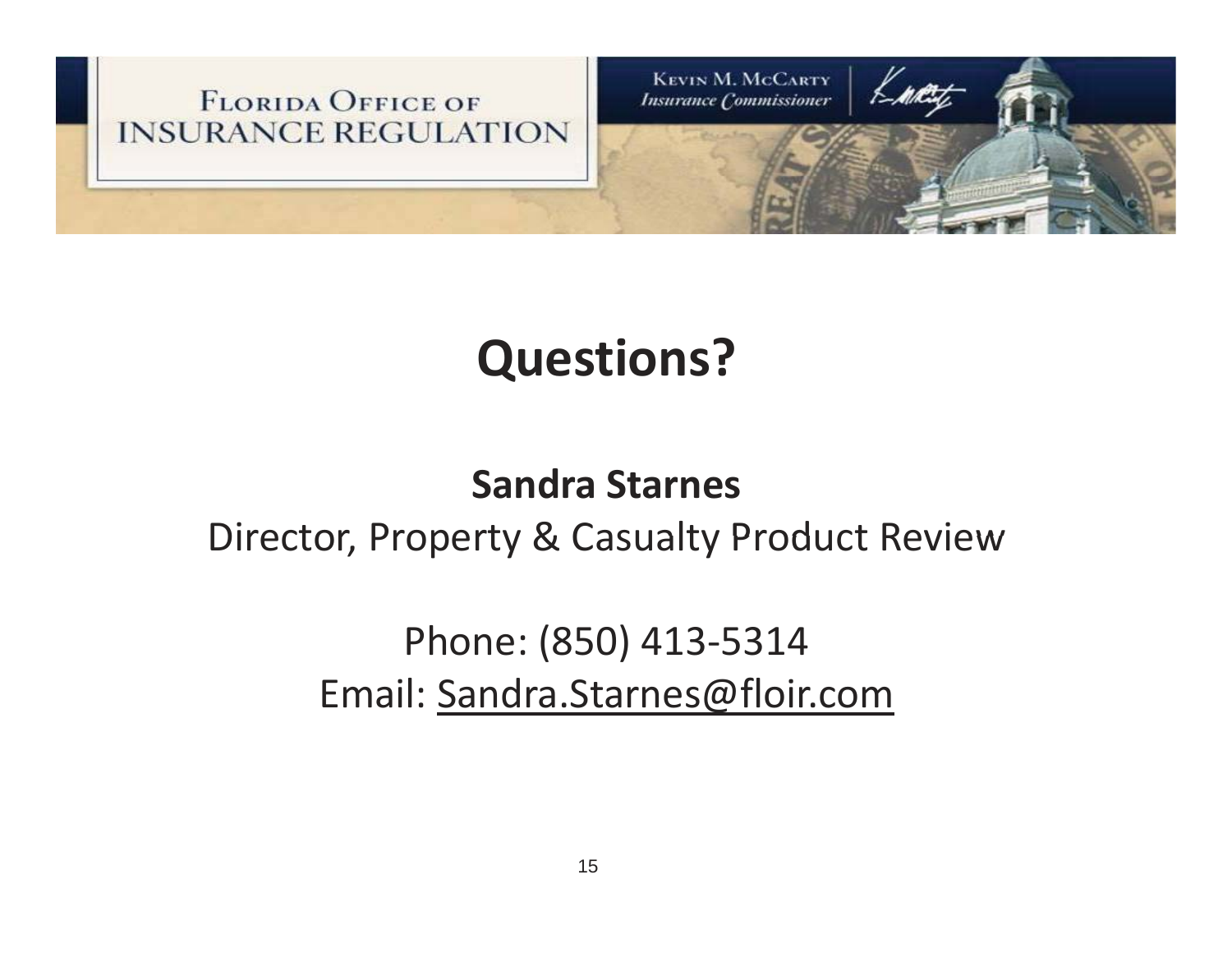FLORIDA OFFICE OF INSURANCE REGULATION

KEVIN M. MCCARTY
*Insurance Commissioner*

# Questions?

**Sandra Starnes**

Director, Property & Casualty Product Review

Phone: (850) 413-5314

Email: Sandra.Starnes@floir.com